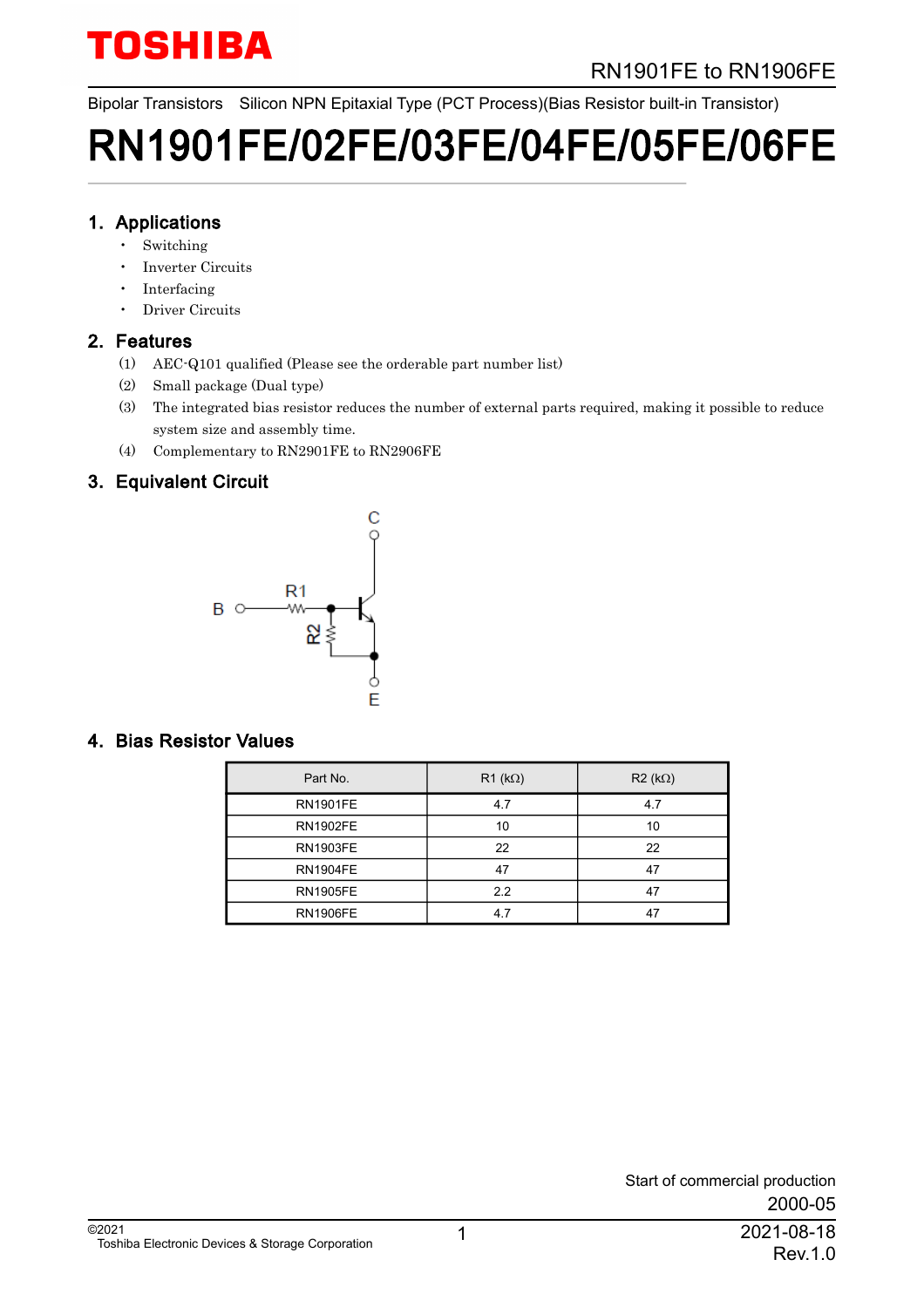Bipolar Transistors Silicon NPN Epitaxial Type (PCT Process)(Bias Resistor built-in Transistor)

# RN1901FE/02FE/03FE/04FE/05FE/06FE

## 1. Applications

- Switching
- Inverter Circuits
- Interfacing
- Driver Circuits

## 2. Features

(1) AEC-Q101 qualified (Please see the orderable part number list)

(2) Small package (Dual type)

(3) The integrated bias resistor reduces the number of external parts required, making it possible to reduce system size and assembly time.

(4) Complementary to RN2901FE to RN2906FE

## 3. Equivalent Circuit

## 4. Bias Resistor Values

| Part No. | R1 (kΩ) | R2 (kΩ) |
|---|---|---|
| RN1901FE | 4.7 | 4.7 |
| RN1902FE | 10 | 10 |
| RN1903FE | 22 | 22 |
| RN1904FE | 47 | 47 |
| RN1905FE | 2.2 | 47 |
| RN1906FE | 4.7 | 47 |

Start of commercial production

2000-05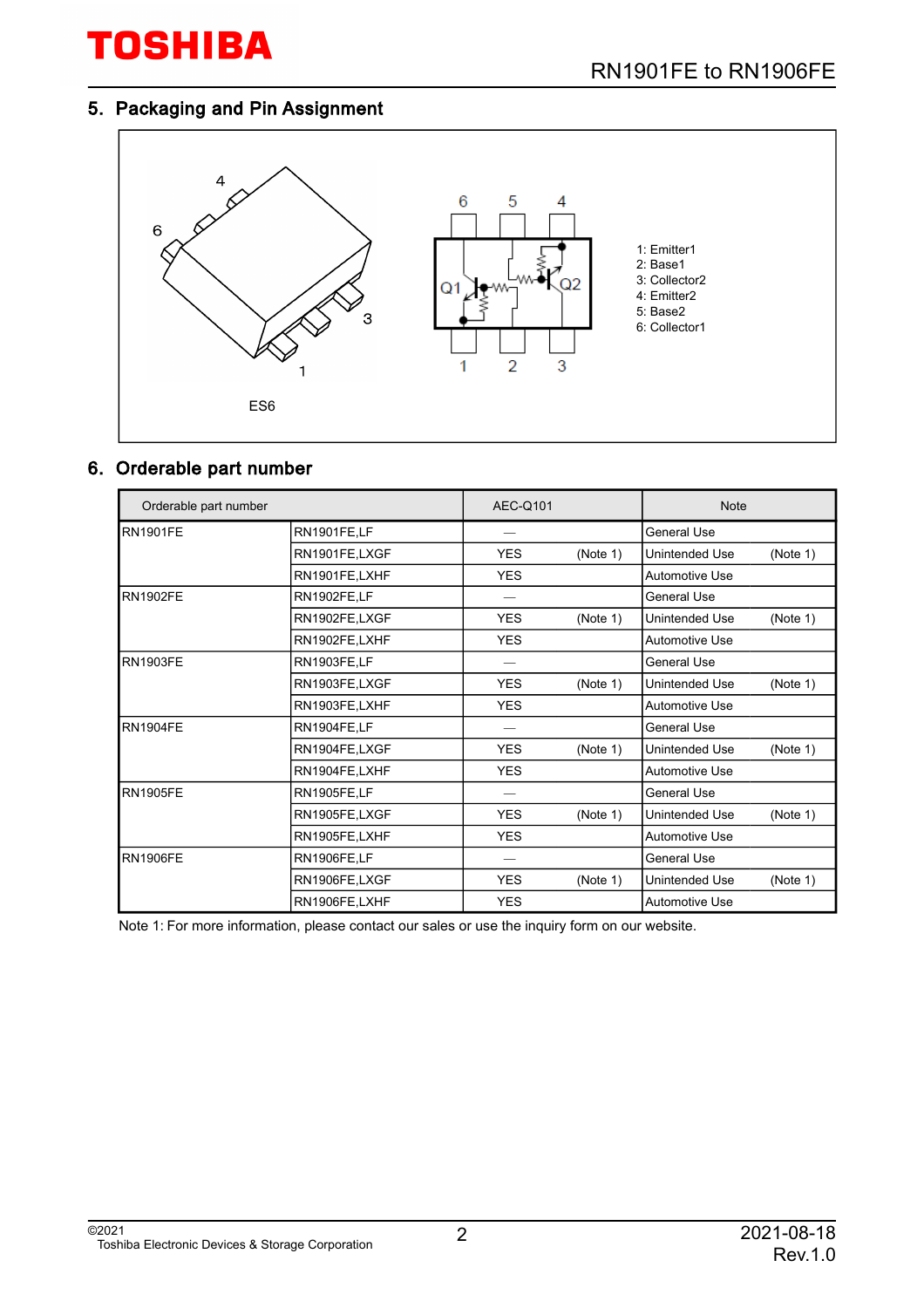## 5. Packaging and Pin Assignment

ES6

1: Emitter1
2: Base1
3: Collector2
4: Emitter2
5: Base2
6: Collector1

## 6. Orderable part number

| Orderable part number | | AEC-Q101 | Note |
|---|---|---|---|
| RN1901FE | RN1901FE,LF | — | General Use |
| | RN1901FE,LXGF | YES (Note 1) | Unintended Use (Note 1) |
| | RN1901FE,LXHF | YES | Automotive Use |
| RN1902FE | RN1902FE,LF | — | General Use |
| | RN1902FE,LXGF | YES (Note 1) | Unintended Use (Note 1) |
| | RN1902FE,LXHF | YES | Automotive Use |
| RN1903FE | RN1903FE,LF | — | General Use |
| | RN1903FE,LXGF | YES (Note 1) | Unintended Use (Note 1) |
| | RN1903FE,LXHF | YES | Automotive Use |
| RN1904FE | RN1904FE,LF | — | General Use |
| | RN1904FE,LXGF | YES (Note 1) | Unintended Use (Note 1) |
| | RN1904FE,LXHF | YES | Automotive Use |
| RN1905FE | RN1905FE,LF | — | General Use |
| | RN1905FE,LXGF | YES (Note 1) | Unintended Use (Note 1) |
| | RN1905FE,LXHF | YES | Automotive Use |
| RN1906FE | RN1906FE,LF | — | General Use |
| | RN1906FE,LXGF | YES (Note 1) | Unintended Use (Note 1) |
| | RN1906FE,LXHF | YES | Automotive Use |

Note 1: For more information, please contact our sales or use the inquiry form on our website.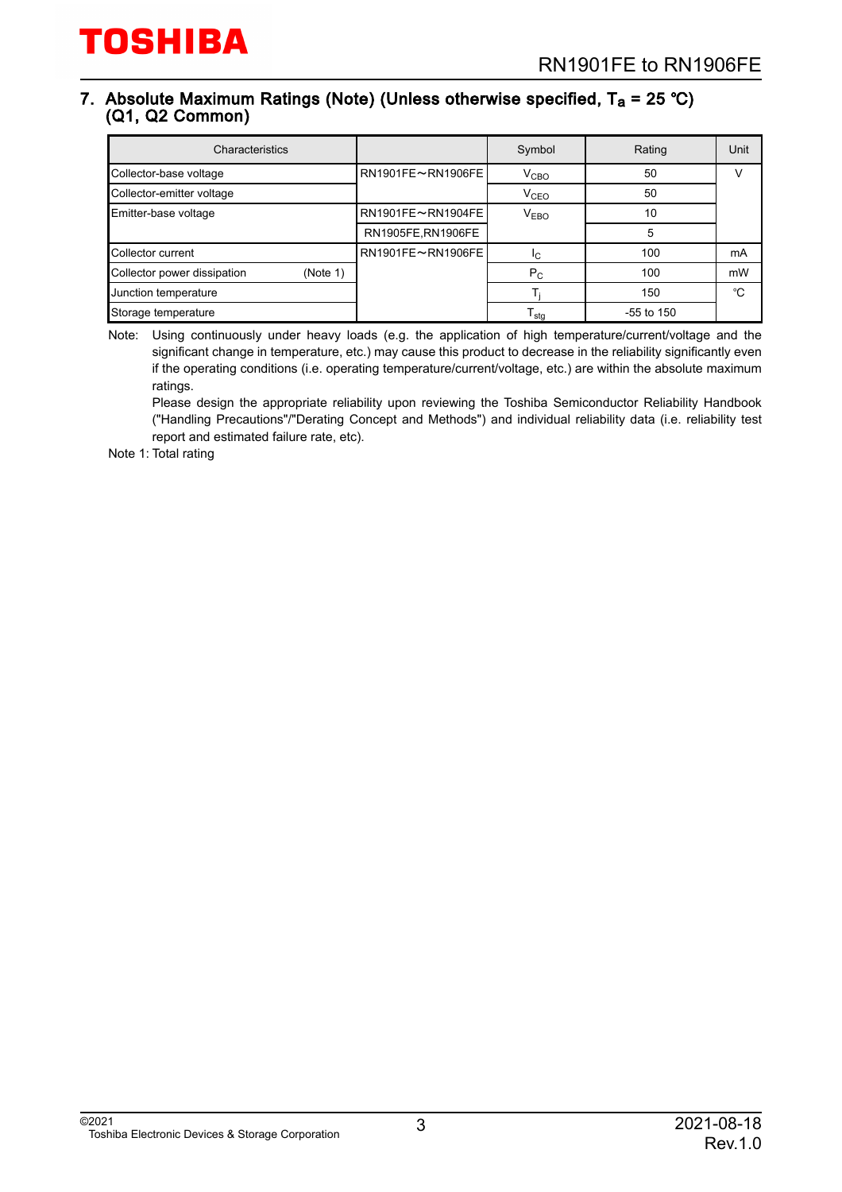## 7. Absolute Maximum Ratings (Note) (Unless otherwise specified, $T_a$ = 25 °C) (Q1, Q2 Common)

| Characteristics | | Symbol | Rating | Unit |
|---|---|---|---|---|
| Collector-base voltage | RN1901FE～RN1906FE | $V_{CBO}$ | 50 | V |
| Collector-emitter voltage | | $V_{CEO}$ | 50 | |
| Emitter-base voltage | RN1901FE～RN1904FE | $V_{EBO}$ | 10 | |
| | RN1905FE,RN1906FE | | 5 | |
| Collector current | RN1901FE～RN1906FE | $I_C$ | 100 | mA |
| Collector power dissipation (Note 1) | | $P_C$ | 100 | mW |
| Junction temperature | | $T_j$ | 150 | °C |
| Storage temperature | | $T_{stg}$ | -55 to 150 | |

Note: Using continuously under heavy loads (e.g. the application of high temperature/current/voltage and the significant change in temperature, etc.) may cause this product to decrease in the reliability significantly even if the operating conditions (i.e. operating temperature/current/voltage, etc.) are within the absolute maximum ratings.
Please design the appropriate reliability upon reviewing the Toshiba Semiconductor Reliability Handbook ("Handling Precautions"/"Derating Concept and Methods") and individual reliability data (i.e. reliability test report and estimated failure rate, etc).

Note 1: Total rating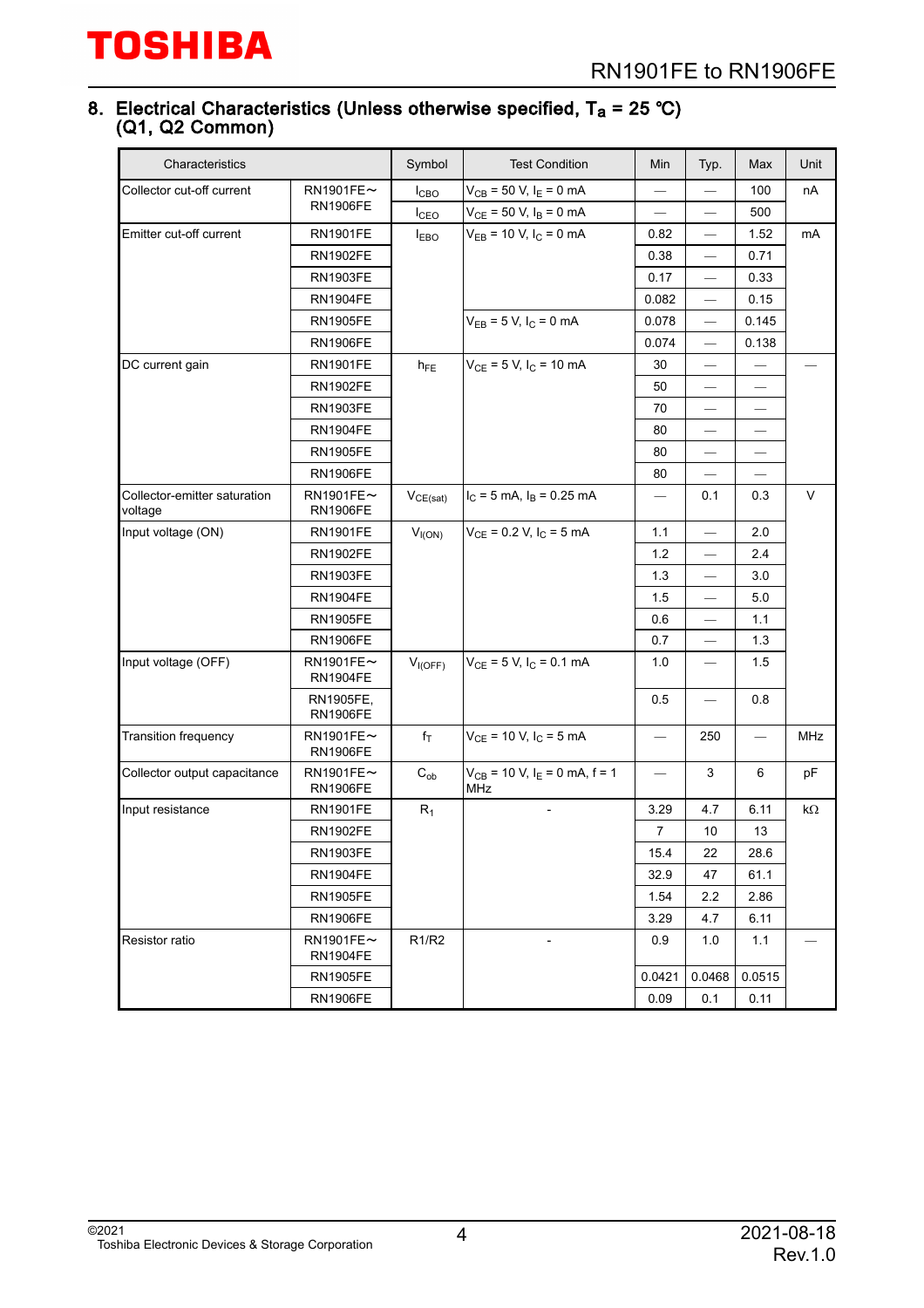## 8. Electrical Characteristics (Unless otherwise specified, $T_a$ = 25 °C) (Q1, Q2 Common)

| Characteristics | | Symbol | Test Condition | Min | Typ. | Max | Unit |
|---|---|---|---|---|---|---|---|
| Collector cut-off current | RN1901FE～RN1906FE | $I_{CBO}$ | $V_{CB}$ = 50 V, $I_E$ = 0 mA | — | — | 100 | nA |
| | | $I_{CEO}$ | $V_{CE}$ = 50 V, $I_B$ = 0 mA | — | — | 500 | |
| Emitter cut-off current | RN1901FE | $I_{EBO}$ | $V_{EB}$ = 10 V, $I_C$ = 0 mA | 0.82 | — | 1.52 | mA |
| | RN1902FE | | | 0.38 | — | 0.71 | |
| | RN1903FE | | | 0.17 | — | 0.33 | |
| | RN1904FE | | | 0.082 | — | 0.15 | |
| | RN1905FE | | $V_{EB}$ = 5 V, $I_C$ = 0 mA | 0.078 | — | 0.145 | |
| | RN1906FE | | | 0.074 | — | 0.138 | |
| DC current gain | RN1901FE | $h_{FE}$ | $V_{CE}$ = 5 V, $I_C$ = 10 mA | 30 | — | — | — |
| | RN1902FE | | | 50 | — | — | |
| | RN1903FE | | | 70 | — | — | |
| | RN1904FE | | | 80 | — | — | |
| | RN1905FE | | | 80 | — | — | |
| | RN1906FE | | | 80 | — | — | |
| Collector-emitter saturation voltage | RN1901FE～RN1906FE | $V_{CE(sat)}$ | $I_C$ = 5 mA, $I_B$ = 0.25 mA | — | 0.1 | 0.3 | V |
| Input voltage (ON) | RN1901FE | $V_{I(ON)}$ | $V_{CE}$ = 0.2 V, $I_C$ = 5 mA | 1.1 | — | 2.0 | |
| | RN1902FE | | | 1.2 | — | 2.4 | |
| | RN1903FE | | | 1.3 | — | 3.0 | |
| | RN1904FE | | | 1.5 | — | 5.0 | |
| | RN1905FE | | | 0.6 | — | 1.1 | |
| | RN1906FE | | | 0.7 | — | 1.3 | |
| Input voltage (OFF) | RN1901FE～RN1904FE | $V_{I(OFF)}$ | $V_{CE}$ = 5 V, $I_C$ = 0.1 mA | 1.0 | — | 1.5 | |
| | RN1905FE, RN1906FE | | | 0.5 | — | 0.8 | |
| Transition frequency | RN1901FE～RN1906FE | $f_T$ | $V_{CE}$ = 10 V, $I_C$ = 5 mA | — | 250 | — | MHz |
| Collector output capacitance | RN1901FE～RN1906FE | $C_{ob}$ | $V_{CB}$ = 10 V, $I_E$ = 0 mA, f = 1 MHz | — | 3 | 6 | pF |
| Input resistance | RN1901FE | $R_1$ | - | 3.29 | 4.7 | 6.11 | kΩ |
| | RN1902FE | | | 7 | 10 | 13 | |
| | RN1903FE | | | 15.4 | 22 | 28.6 | |
| | RN1904FE | | | 32.9 | 47 | 61.1 | |
| | RN1905FE | | | 1.54 | 2.2 | 2.86 | |
| | RN1906FE | | | 3.29 | 4.7 | 6.11 | |
| Resistor ratio | RN1901FE～RN1904FE | R1/R2 | - | 0.9 | 1.0 | 1.1 | — |
| | RN1905FE | | | 0.0421 | 0.0468 | 0.0515 | |
| | RN1906FE | | | 0.09 | 0.1 | 0.11 | |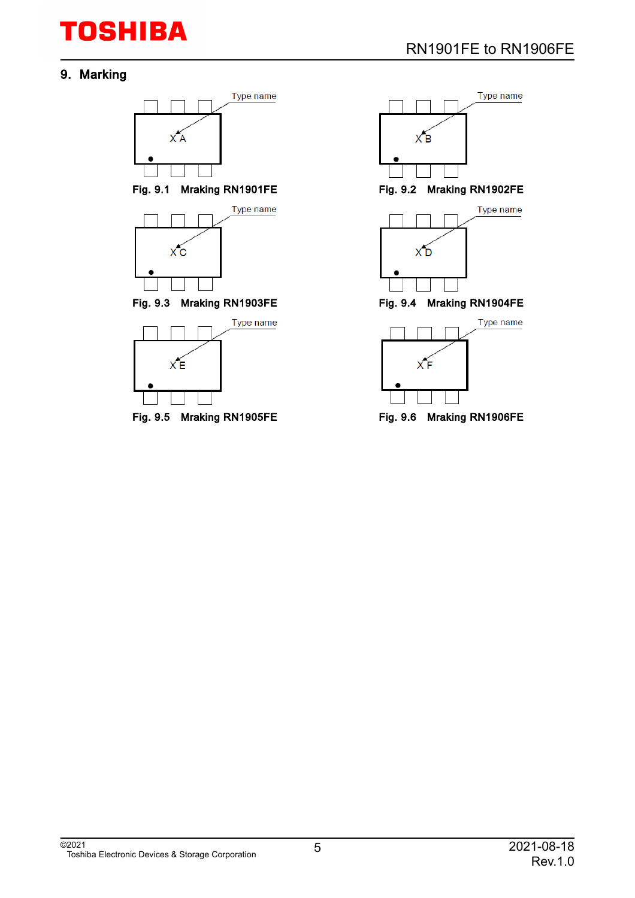## 9. Marking

Type name

X A

Fig. 9.1 Mraking RN1901FE

Type name

X B

Fig. 9.2 Mraking RN1902FE

Type name

X C

Fig. 9.3 Mraking RN1903FE

Type name

X D

Fig. 9.4 Mraking RN1904FE

Type name

X E

Fig. 9.5 Mraking RN1905FE

Type name

X F

Fig. 9.6 Mraking RN1906FE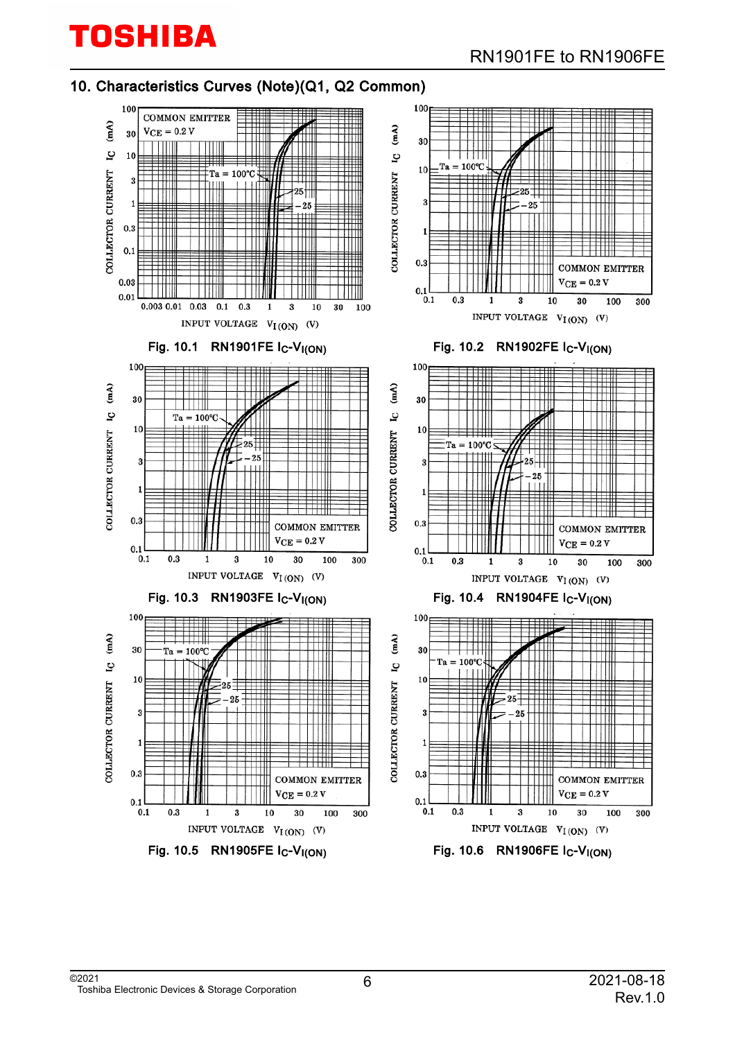## 10. Characteristics Curves (Note)(Q1, Q2 Common)

Fig. 10.1 RN1901FE $I_C$-$V_{I(ON)}$

Fig. 10.2 RN1902FE $I_C$-$V_{I(ON)}$

Fig. 10.3 RN1903FE $I_C$-$V_{I(ON)}$

Fig. 10.4 RN1904FE $I_C$-$V_{I(ON)}$

Fig. 10.5 RN1905FE $I_C$-$V_{I(ON)}$

Fig. 10.6 RN1906FE $I_C$-$V_{I(ON)}$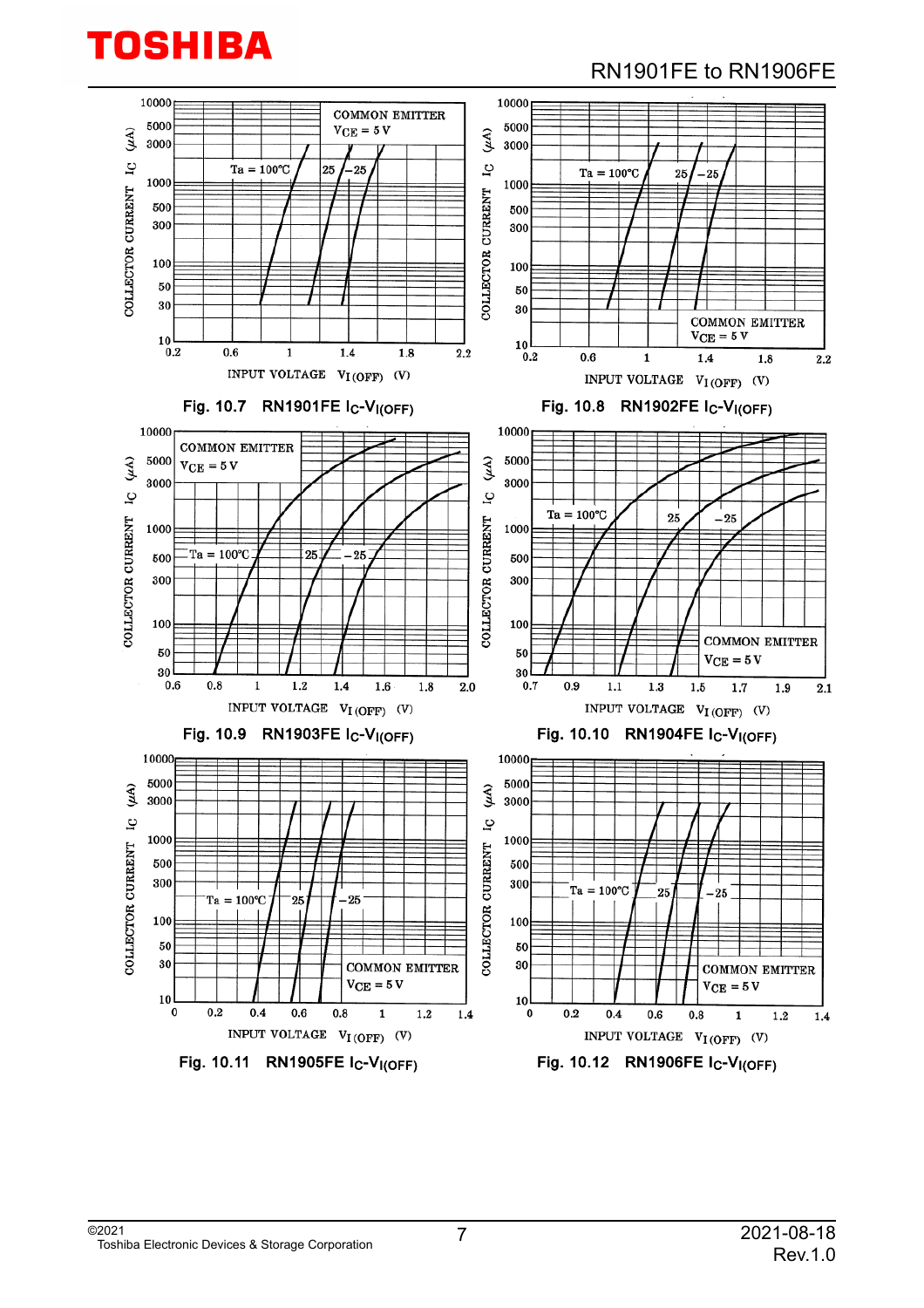Fig. 10.7 RN1901FE $I_C$-$V_{I(OFF)}$

Fig. 10.8 RN1902FE $I_C$-$V_{I(OFF)}$

Fig. 10.9 RN1903FE $I_C$-$V_{I(OFF)}$

Fig. 10.10 RN1904FE $I_C$-$V_{I(OFF)}$

Fig. 10.11 RN1905FE $I_C$-$V_{I(OFF)}$

Fig. 10.12 RN1906FE $I_C$-$V_{I(OFF)}$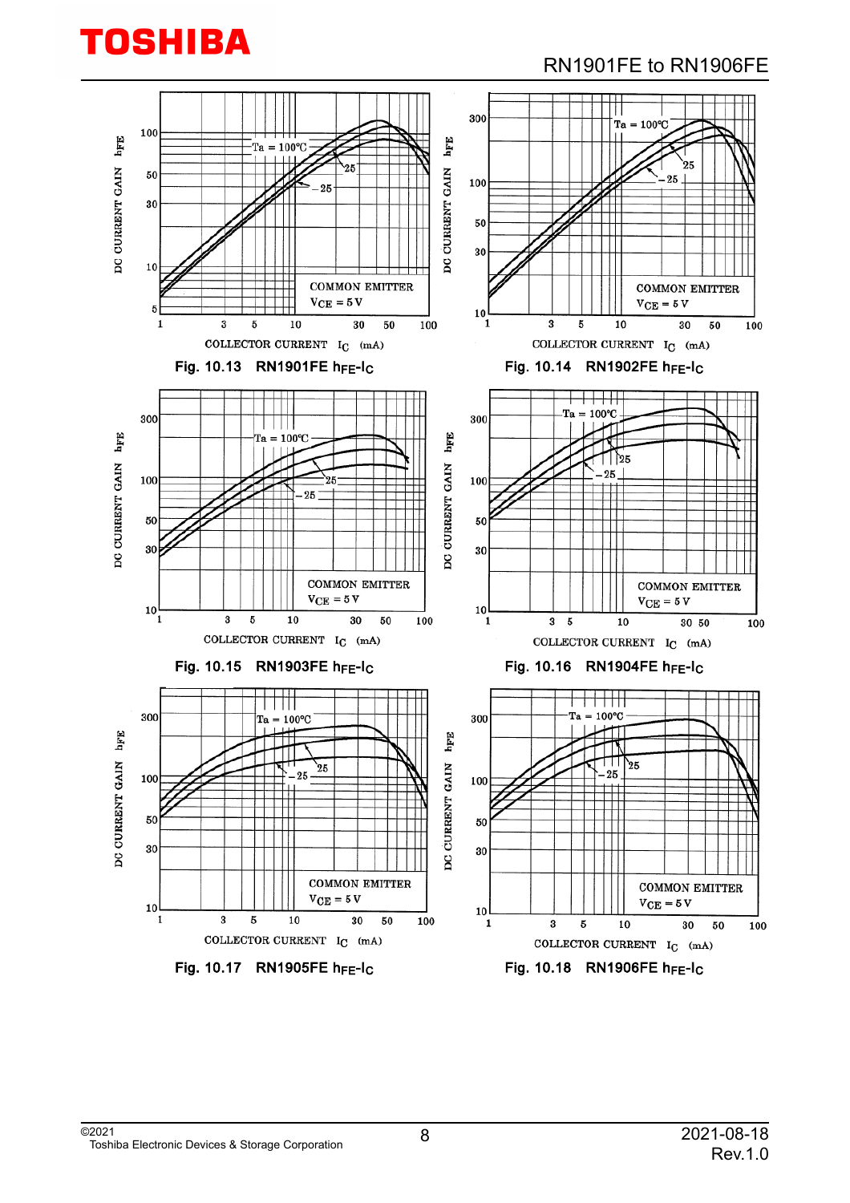Fig. 10.13 RN1901FE $h_{FE}$-$I_C$

Fig. 10.14 RN1902FE $h_{FE}$-$I_C$

Fig. 10.15 RN1903FE $h_{FE}$-$I_C$

Fig. 10.16 RN1904FE $h_{FE}$-$I_C$

Fig. 10.17 RN1905FE $h_{FE}$-$I_C$

Fig. 10.18 RN1906FE $h_{FE}$-$I_C$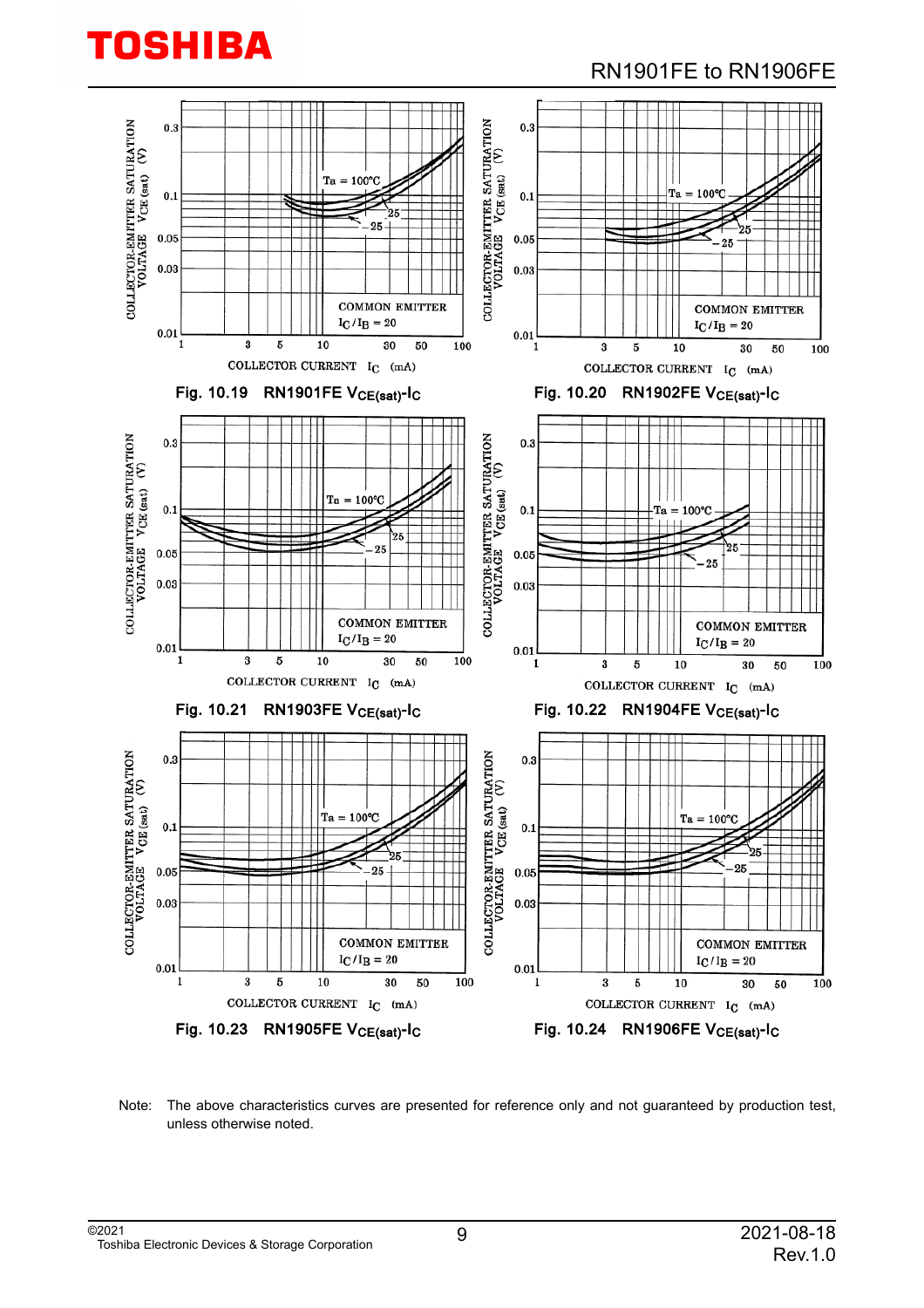Fig. 10.19 RN1901FE $V_{CE(sat)}$-$I_C$

Fig. 10.20 RN1902FE $V_{CE(sat)}$-$I_C$

Fig. 10.21 RN1903FE $V_{CE(sat)}$-$I_C$

Fig. 10.22 RN1904FE $V_{CE(sat)}$-$I_C$

Fig. 10.23 RN1905FE $V_{CE(sat)}$-$I_C$

Fig. 10.24 RN1906FE $V_{CE(sat)}$-$I_C$

Note: The above characteristics curves are presented for reference only and not guaranteed by production test, unless otherwise noted.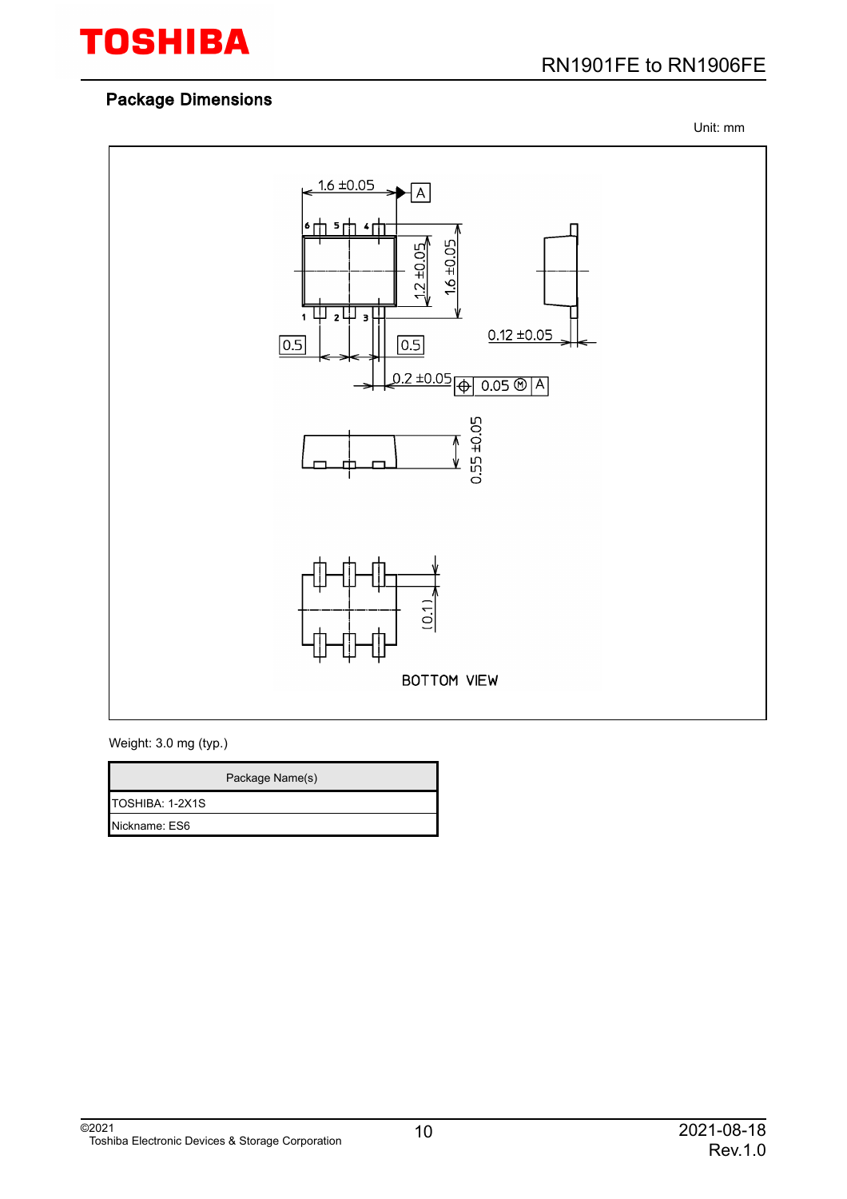## Package Dimensions

Unit: mm

Weight: 3.0 mg (typ.)

| Package Name(s) |
|---|
| TOSHIBA: 1-2X1S |
| Nickname: ES6 |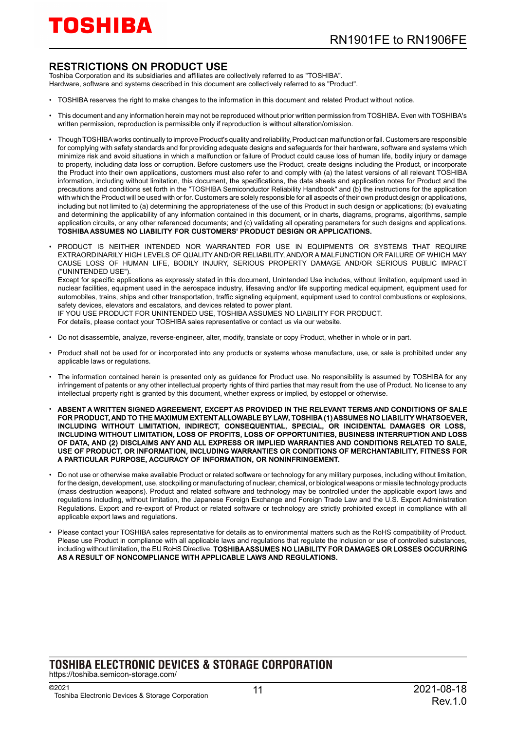# RESTRICTIONS ON PRODUCT USE

Toshiba Corporation and its subsidiaries and affiliates are collectively referred to as "TOSHIBA".
Hardware, software and systems described in this document are collectively referred to as "Product".

- TOSHIBA reserves the right to make changes to the information in this document and related Product without notice.
- This document and any information herein may not be reproduced without prior written permission from TOSHIBA. Even with TOSHIBA's written permission, reproduction is permissible only if reproduction is without alteration/omission.
- Though TOSHIBA works continually to improve Product's quality and reliability, Product can malfunction or fail. Customers are responsible for complying with safety standards and for providing adequate designs and safeguards for their hardware, software and systems which minimize risk and avoid situations in which a malfunction or failure of Product could cause loss of human life, bodily injury or damage to property, including data loss or corruption. Before customers use the Product, create designs including the Product, or incorporate the Product into their own applications, customers must also refer to and comply with (a) the latest versions of all relevant TOSHIBA information, including without limitation, this document, the specifications, the data sheets and application notes for Product and the precautions and conditions set forth in the "TOSHIBA Semiconductor Reliability Handbook" and (b) the instructions for the application with which the Product will be used with or for. Customers are solely responsible for all aspects of their own product design or applications, including but not limited to (a) determining the appropriateness of the use of this Product in such design or applications; (b) evaluating and determining the applicability of any information contained in this document, or in charts, diagrams, programs, algorithms, sample application circuits, or any other referenced documents; and (c) validating all operating parameters for such designs and applications. **TOSHIBA ASSUMES NO LIABILITY FOR CUSTOMERS' PRODUCT DESIGN OR APPLICATIONS.**
- PRODUCT IS NEITHER INTENDED NOR WARRANTED FOR USE IN EQUIPMENTS OR SYSTEMS THAT REQUIRE EXTRAORDINARILY HIGH LEVELS OF QUALITY AND/OR RELIABILITY, AND/OR A MALFUNCTION OR FAILURE OF WHICH MAY CAUSE LOSS OF HUMAN LIFE, BODILY INJURY, SERIOUS PROPERTY DAMAGE AND/OR SERIOUS PUBLIC IMPACT ("UNINTENDED USE").
  Except for specific applications as expressly stated in this document, Unintended Use includes, without limitation, equipment used in nuclear facilities, equipment used in the aerospace industry, lifesaving and/or life supporting medical equipment, equipment used for automobiles, trains, ships and other transportation, traffic signaling equipment, equipment used to control combustions or explosions, safety devices, elevators and escalators, and devices related to power plant.
  IF YOU USE PRODUCT FOR UNINTENDED USE, TOSHIBA ASSUMES NO LIABILITY FOR PRODUCT.
  For details, please contact your TOSHIBA sales representative or contact us via our website.
- Do not disassemble, analyze, reverse-engineer, alter, modify, translate or copy Product, whether in whole or in part.
- Product shall not be used for or incorporated into any products or systems whose manufacture, use, or sale is prohibited under any applicable laws or regulations.
- The information contained herein is presented only as guidance for Product use. No responsibility is assumed by TOSHIBA for any infringement of patents or any other intellectual property rights of third parties that may result from the use of Product. No license to any intellectual property right is granted by this document, whether express or implied, by estoppel or otherwise.
- **ABSENT A WRITTEN SIGNED AGREEMENT, EXCEPT AS PROVIDED IN THE RELEVANT TERMS AND CONDITIONS OF SALE FOR PRODUCT, AND TO THE MAXIMUM EXTENT ALLOWABLE BY LAW, TOSHIBA (1) ASSUMES NO LIABILITY WHATSOEVER, INCLUDING WITHOUT LIMITATION, INDIRECT, CONSEQUENTIAL, SPECIAL, OR INCIDENTAL DAMAGES OR LOSS, INCLUDING WITHOUT LIMITATION, LOSS OF PROFITS, LOSS OF OPPORTUNITIES, BUSINESS INTERRUPTION AND LOSS OF DATA, AND (2) DISCLAIMS ANY AND ALL EXPRESS OR IMPLIED WARRANTIES AND CONDITIONS RELATED TO SALE, USE OF PRODUCT, OR INFORMATION, INCLUDING WARRANTIES OR CONDITIONS OF MERCHANTABILITY, FITNESS FOR A PARTICULAR PURPOSE, ACCURACY OF INFORMATION, OR NONINFRINGEMENT.**
- Do not use or otherwise make available Product or related software or technology for any military purposes, including without limitation, for the design, development, use, stockpiling or manufacturing of nuclear, chemical, or biological weapons or missile technology products (mass destruction weapons). Product and related software and technology may be controlled under the applicable export laws and regulations including, without limitation, the Japanese Foreign Exchange and Foreign Trade Law and the U.S. Export Administration Regulations. Export and re-export of Product or related software or technology are strictly prohibited except in compliance with all applicable export laws and regulations.
- Please contact your TOSHIBA sales representative for details as to environmental matters such as the RoHS compatibility of Product. Please use Product in compliance with all applicable laws and regulations that regulate the inclusion or use of controlled substances, including without limitation, the EU RoHS Directive. **TOSHIBA ASSUMES NO LIABILITY FOR DAMAGES OR LOSSES OCCURRING AS A RESULT OF NONCOMPLIANCE WITH APPLICABLE LAWS AND REGULATIONS.**

**TOSHIBA ELECTRONIC DEVICES & STORAGE CORPORATION**

https://toshiba.semicon-storage.com/